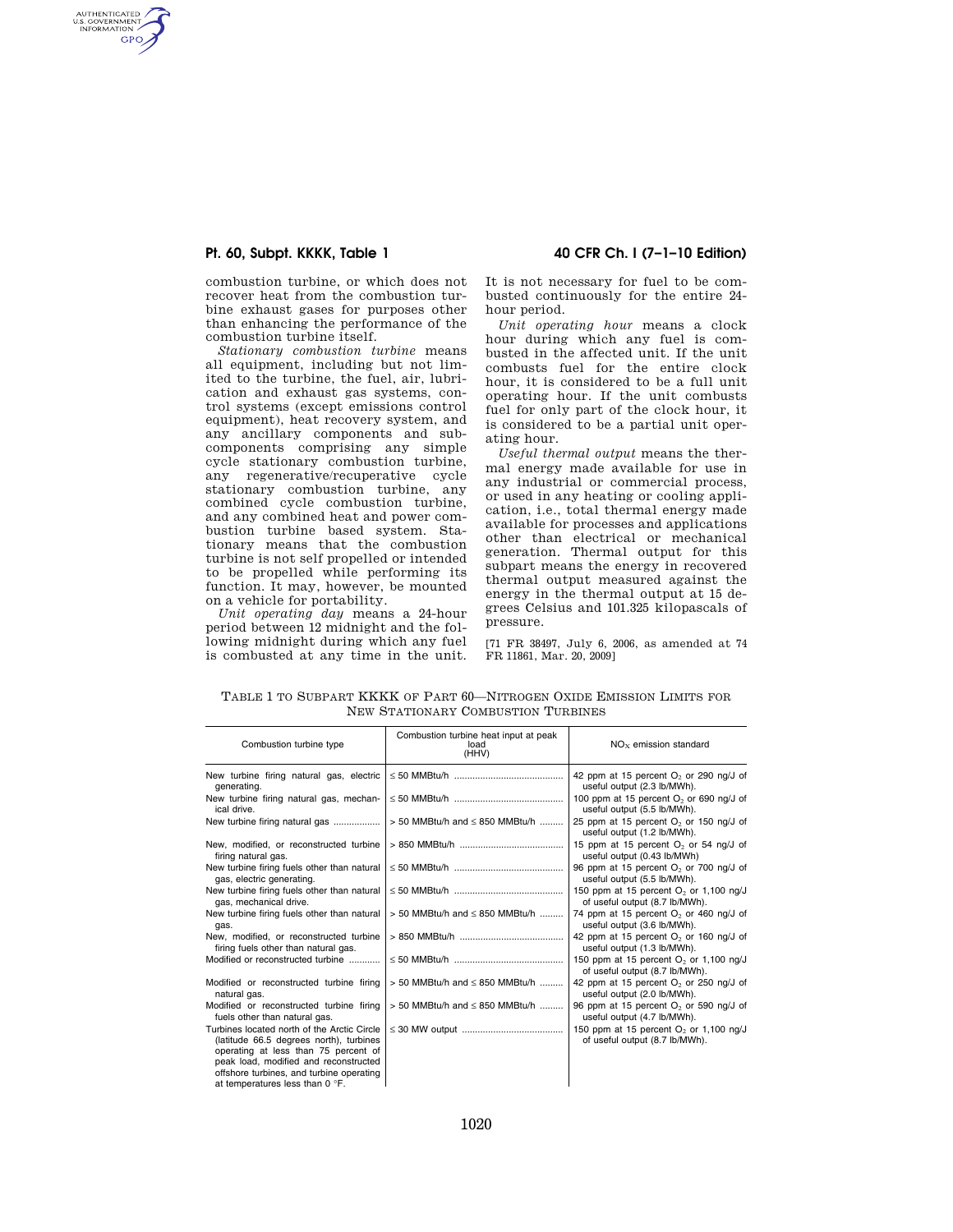combustion turbine, or which does not recover heat from the combustion turbine exhaust gases for purposes other than enhancing the performance of the combustion turbine itself.

*Stationary combustion turbine* means all equipment, including but not limited to the turbine, the fuel, air, lubrication and exhaust gas systems, control systems (except emissions control equipment), heat recovery system, and any ancillary components and sub-components comprising any simple cycle stationary combustion turbine, any regenerative/recuperative cycle stationary combustion turbine, any combined cycle combustion turbine, and any combined heat and power combustion turbine based system. Stationary means that the combustion turbine is not self propelled or intended to be propelled while performing its function. It may, however, be mounted on a vehicle for portability.

*Unit operating day* means a 24-hour period between 12 midnight and the following midnight during which any fuel is combusted at any time in the unit. It is not necessary for fuel to be combusted continuously for the entire 24-hour period.

*Unit operating hour* means a clock hour during which any fuel is combusted in the affected unit. If the unit combusts fuel for the entire clock hour, it is considered to be a full unit operating hour. If the unit combusts fuel for only part of the clock hour, it is considered to be a partial unit operating hour.

*Useful thermal output* means the thermal energy made available for use in any industrial or commercial process, or used in any heating or cooling application, i.e., total thermal energy made available for processes and applications other than electrical or mechanical generation. Thermal output for this subpart means the energy in recovered thermal output measured against the energy in the thermal output at 15 degrees Celsius and 101.325 kilopascals of pressure.

[71 FR 38497, July 6, 2006, as amended at 74 FR 11861, Mar. 20, 2009]

TABLE 1 TO SUBPART KKKK OF PART 60—NITROGEN OXIDE EMISSION LIMITS FOR NEW STATIONARY COMBUSTION TURBINES

| Combustion turbine type | Combustion turbine heat input at peak load (HHV) | $NO_X$ emission standard |
|---|---|---|
| New turbine firing natural gas, electric generating. | ≤ 50 MMBtu/h | 42 ppm at 15 percent $O_2$ or 290 ng/J of useful output (2.3 lb/MWh). |
| New turbine firing natural gas, mechanical drive. | ≤ 50 MMBtu/h | 100 ppm at 15 percent $O_2$ or 690 ng/J of useful output (5.5 lb/MWh). |
| New turbine firing natural gas | > 50 MMBtu/h and ≤ 850 MMBtu/h | 25 ppm at 15 percent $O_2$ or 150 ng/J of useful output (1.2 lb/MWh). |
| New, modified, or reconstructed turbine firing natural gas. | > 850 MMBtu/h | 15 ppm at 15 percent $O_2$ or 54 ng/J of useful output (0.43 lb/MWh) |
| New turbine firing fuels other than natural gas, electric generating. | ≤ 50 MMBtu/h | 96 ppm at 15 percent $O_2$ or 700 ng/J of useful output (5.5 lb/MWh). |
| New turbine firing fuels other than natural gas, mechanical drive. | ≤ 50 MMBtu/h | 150 ppm at 15 percent $O_2$ or 1,100 ng/J of useful output (8.7 lb/MWh). |
| New turbine firing fuels other than natural gas. | > 50 MMBtu/h and ≤ 850 MMBtu/h | 74 ppm at 15 percent $O_2$ or 460 ng/J of useful output (3.6 lb/MWh). |
| New, modified, or reconstructed turbine firing fuels other than natural gas. | > 850 MMBtu/h | 42 ppm at 15 percent $O_2$ or 160 ng/J of useful output (1.3 lb/MWh). |
| Modified or reconstructed turbine | ≤ 50 MMBtu/h | 150 ppm at 15 percent $O_2$ or 1,100 ng/J of useful output (8.7 lb/MWh). |
| Modified or reconstructed turbine firing natural gas. | > 50 MMBtu/h and ≤ 850 MMBtu/h | 42 ppm at 15 percent $O_2$ or 250 ng/J of useful output (2.0 lb/MWh). |
| Modified or reconstructed turbine firing fuels other than natural gas. | > 50 MMBtu/h and ≤ 850 MMBtu/h | 96 ppm at 15 percent $O_2$ or 590 ng/J of useful output (4.7 lb/MWh). |
| Turbines located north of the Arctic Circle (latitude 66.5 degrees north), turbines operating at less than 75 percent of peak load, modified and reconstructed offshore turbines, and turbine operating at temperatures less than 0 °F. | ≤ 30 MW output | 150 ppm at 15 percent $O_2$ or 1,100 ng/J of useful output (8.7 lb/MWh). |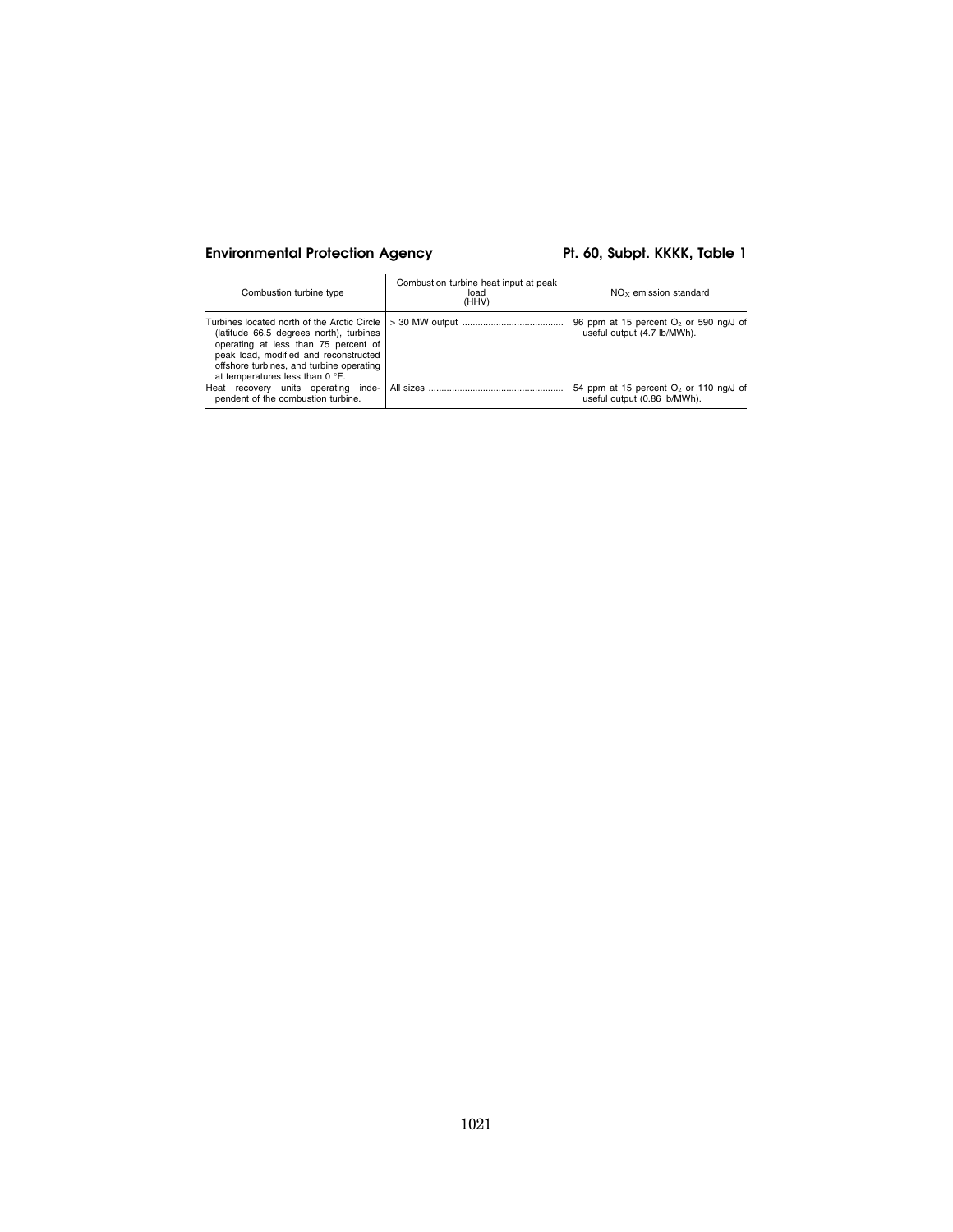| Combustion turbine type | Combustion turbine heat input at peak load (HHV) | $NO_X$ emission standard |
|---|---|---|
| Turbines located north of the Arctic Circle (latitude 66.5 degrees north), turbines operating at less than 75 percent of peak load, modified and reconstructed offshore turbines, and turbine operating at temperatures less than 0 °F. | > 30 MW output | 96 ppm at 15 percent $O_2$ or 590 ng/J of useful output (4.7 lb/MWh). |
| Heat recovery units operating independent of the combustion turbine. | All sizes | 54 ppm at 15 percent $O_2$ or 110 ng/J of useful output (0.86 lb/MWh). |